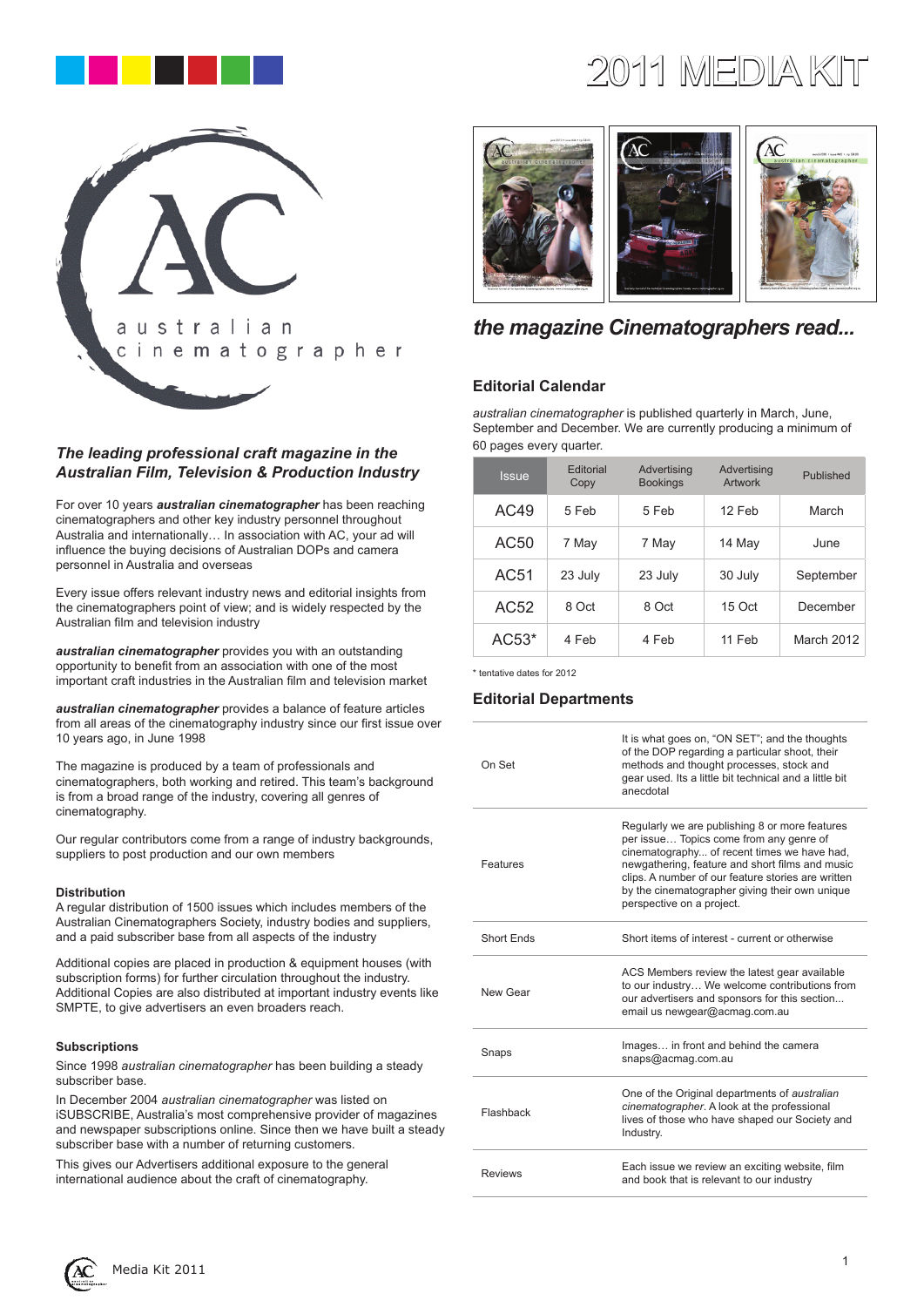# 2011 MEDIA KIT

australian cinematographer

### *The leading professional craft magazine in the Australian Film, Television & Production Industry*

For over 10 years ***australian cinematographer*** has been reaching cinematographers and other key industry personnel throughout Australia and internationally… In association with AC, your ad will influence the buying decisions of Australian DOPs and camera personnel in Australia and overseas

Every issue offers relevant industry news and editorial insights from the cinematographers point of view; and is widely respected by the Australian film and television industry

***australian cinematographer*** provides you with an outstanding opportunity to benefit from an association with one of the most important craft industries in the Australian film and television market

***australian cinematographer*** provides a balance of feature articles from all areas of the cinematography industry since our first issue over 10 years ago, in June 1998

The magazine is produced by a team of professionals and cinematographers, both working and retired. This team's background is from a broad range of the industry, covering all genres of cinematography.

Our regular contributors come from a range of industry backgrounds, suppliers to post production and our own members

#### Distribution

A regular distribution of 1500 issues which includes members of the Australian Cinematographers Society, industry bodies and suppliers, and a paid subscriber base from all aspects of the industry

Additional copies are placed in production & equipment houses (with subscription forms) for further circulation throughout the industry. Additional Copies are also distributed at important industry events like SMPTE, to give advertisers an even broaders reach.

#### Subscriptions

Since 1998 *australian cinematographer* has been building a steady subscriber base.

In December 2004 *australian cinematographer* was listed on iSUBSCRIBE, Australia's most comprehensive provider of magazines and newspaper subscriptions online. Since then we have built a steady subscriber base with a number of returning customers.

This gives our Advertisers additional exposure to the general international audience about the craft of cinematography.

## *the magazine Cinematographers read...*

### Editorial Calendar

*australian cinematographer* is published quarterly in March, June, September and December. We are currently producing a minimum of 60 pages every quarter.

| Issue | Editorial Copy | Advertising Bookings | Advertising Artwork | Published |
|---|---|---|---|---|
| AC49 | 5 Feb | 5 Feb | 12 Feb | March |
| AC50 | 7 May | 7 May | 14 May | June |
| AC51 | 23 July | 23 July | 30 July | September |
| AC52 | 8 Oct | 8 Oct | 15 Oct | December |
| AC53* | 4 Feb | 4 Feb | 11 Feb | March 2012 |

* tentative dates for 2012

### Editorial Departments

| | |
|---|---|
| On Set | It is what goes on, "ON SET"; and the thoughts of the DOP regarding a particular shoot, their methods and thought processes, stock and gear used. Its a little bit technical and a little bit anecdotal |
| Features | Regularly we are publishing 8 or more features per issue… Topics come from any genre of cinematography... of recent times we have had, newsgathering, feature and short films and music clips. A number of our feature stories are written by the cinematographer giving their own unique perspective on a project. |
| Short Ends | Short items of interest - current or otherwise |
| New Gear | ACS Members review the latest gear available to our industry… We welcome contributions from our advertisers and sponsors for this section... email us newgear@acmag.com.au |
| Snaps | Images… in front and behind the camera snaps@acmag.com.au |
| Flashback | One of the Original departments of *australian cinematographer*. A look at the professional lives of those who have shaped our Society and Industry. |
| Reviews | Each issue we review an exciting website, film and book that is relevant to our industry |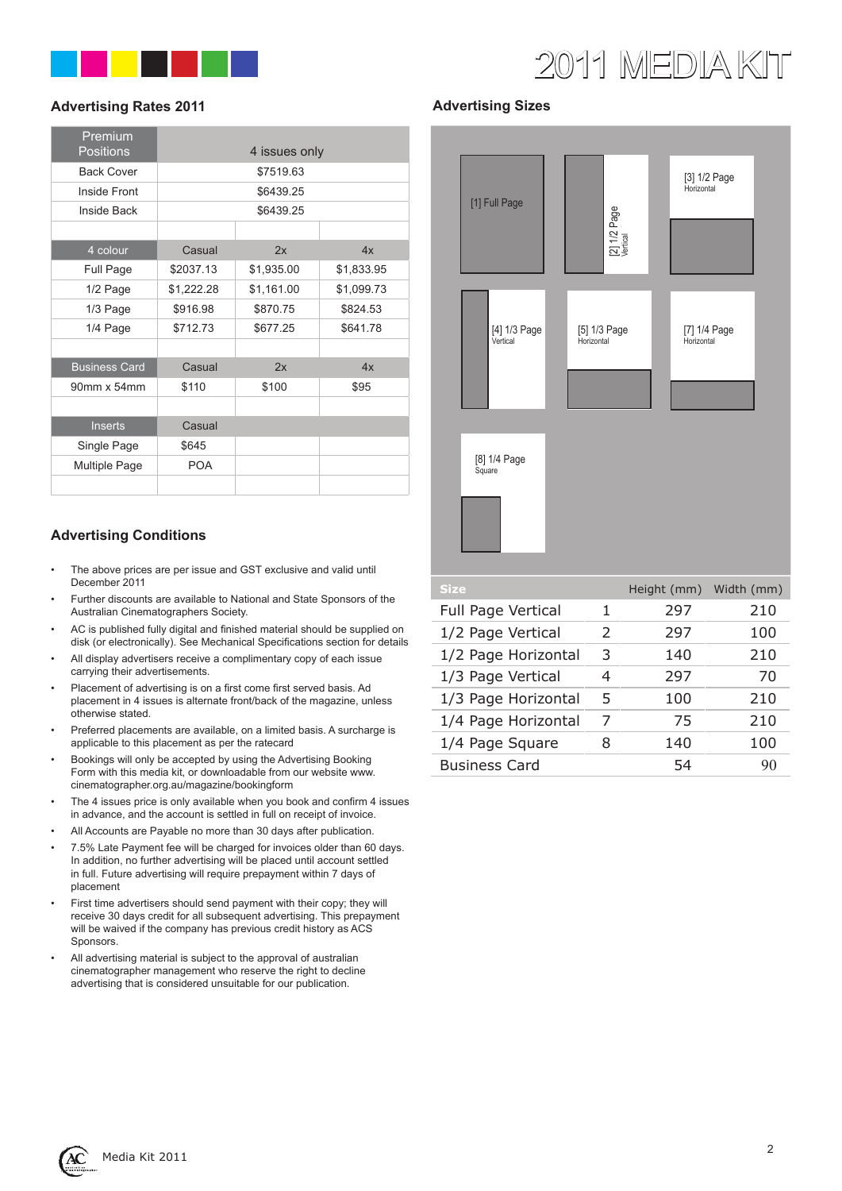# 2011 MEDIA KIT

## Advertising Rates 2011

| Premium Positions | 4 issues only | | |
|---|---|---|---|
| Back Cover | $7519.63 | | |
| Inside Front | $6439.25 | | |
| Inside Back | $6439.25 | | |
| | | | |
| 4 colour | Casual | 2x | 4x |
| Full Page | $2037.13 | $1,935.00 | $1,833.95 |
| 1/2 Page | $1,222.28 | $1,161.00 | $1,099.73 |
| 1/3 Page | $916.98 | $870.75 | $824.53 |
| 1/4 Page | $712.73 | $677.25 | $641.78 |
| | | | |
| Business Card | Casual | 2x | 4x |
| 90mm x 54mm | $110 | $100 | $95 |
| | | | |
| Inserts | Casual | | |
| Single Page | $645 | | |
| Multiple Page | POA | | |

## Advertising Conditions

- The above prices are per issue and GST exclusive and valid until December 2011
- Further discounts are available to National and State Sponsors of the Australian Cinematographers Society.
- AC is published fully digital and finished material should be supplied on disk (or electronically). See Mechanical Specifications section for details
- All display advertisers receive a complimentary copy of each issue carrying their advertisements.
- Placement of advertising is on a first come first served basis. Ad placement in 4 issues is alternate front/back of the magazine, unless otherwise stated.
- Preferred placements are available, on a limited basis. A surcharge is applicable to this placement as per the ratecard
- Bookings will only be accepted by using the Advertising Booking Form with this media kit, or downloadable from our website www.cinematographer.org.au/magazine/bookingform
- The 4 issues price is only available when you book and confirm 4 issues in advance, and the account is settled in full on receipt of invoice.
- All Accounts are Payable no more than 30 days after publication.
- 7.5% Late Payment fee will be charged for invoices older than 60 days. In addition, no further advertising will be placed until account settled in full. Future advertising will require prepayment within 7 days of placement
- First time advertisers should send payment with their copy; they will receive 30 days credit for all subsequent advertising. This prepayment will be waived if the company has previous credit history as ACS Sponsors.
- All advertising material is subject to the approval of australian cinematographer management who reserve the right to decline advertising that is considered unsuitable for our publication.

## Advertising Sizes

[1] Full Page

[2] 1/2 Page Vertical

[3] 1/2 Page Horizontal

[4] 1/3 Page Vertical

[5] 1/3 Page Horizontal

[7] 1/4 Page Horizontal

[8] 1/4 Page Square

| Size | | Height (mm) | Width (mm) |
|---|---|---|---|
| Full Page Vertical | 1 | 297 | 210 |
| 1/2 Page Vertical | 2 | 297 | 100 |
| 1/2 Page Horizontal | 3 | 140 | 210 |
| 1/3 Page Vertical | 4 | 297 | 70 |
| 1/3 Page Horizontal | 5 | 100 | 210 |
| 1/4 Page Horizontal | 7 | 75 | 210 |
| 1/4 Page Square | 8 | 140 | 100 |
| Business Card | | 54 | 90 |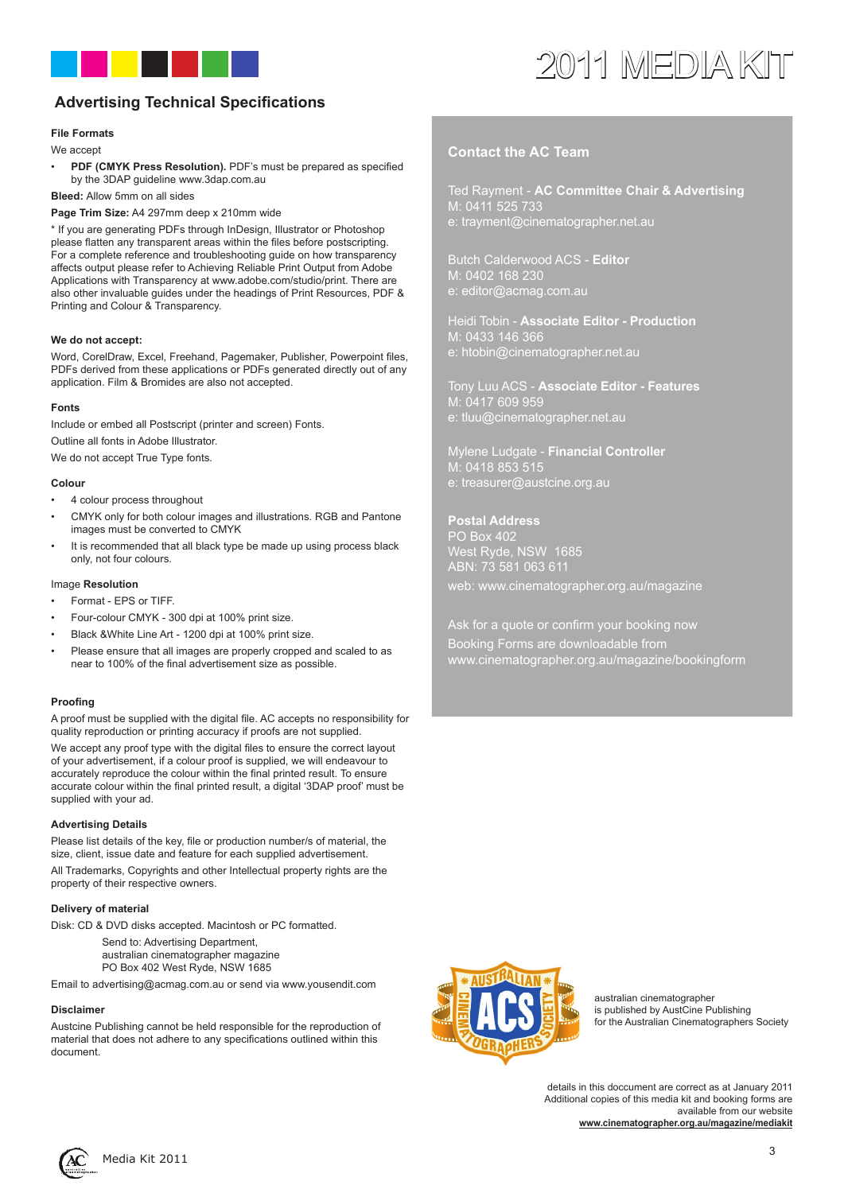# 2011 MEDIA KIT

## Advertising Technical Specifications

### File Formats

We accept

- **PDF (CMYK Press Resolution).** PDF's must be prepared as specified by the 3DAP guideline www.3dap.com.au

**Bleed:** Allow 5mm on all sides

**Page Trim Size:** A4 297mm deep x 210mm wide

* If you are generating PDFs through InDesign, Illustrator or Photoshop please flatten any transparent areas within the files before postscripting. For a complete reference and troubleshooting guide on how transparency affects output please refer to Achieving Reliable Print Output from Adobe Applications with Transparency at www.adobe.com/studio/print. There are also other invaluable guides under the headings of Print Resources, PDF & Printing and Colour & Transparency.

### We do not accept:

Word, CorelDraw, Excel, Freehand, Pagemaker, Publisher, Powerpoint files, PDFs derived from these applications or PDFs generated directly out of any application. Film & Bromides are also not accepted.

### Fonts

Include or embed all Postscript (printer and screen) Fonts.

Outline all fonts in Adobe Illustrator.

We do not accept True Type fonts.

### Colour

- 4 colour process throughout
- CMYK only for both colour images and illustrations. RGB and Pantone images must be converted to CMYK
- It is recommended that all black type be made up using process black only, not four colours.

### Image **Resolution**

- Format - EPS or TIFF.
- Four-colour CMYK - 300 dpi at 100% print size.
- Black &White Line Art - 1200 dpi at 100% print size.
- Please ensure that all images are properly cropped and scaled to as near to 100% of the final advertisement size as possible.

### Proofing

A proof must be supplied with the digital file. AC accepts no responsibility for quality reproduction or printing accuracy if proofs are not supplied.

We accept any proof type with the digital files to ensure the correct layout of your advertisement, if a colour proof is supplied, we will endeavour to accurately reproduce the colour within the final printed result. To ensure accurate colour within the final printed result, a digital '3DAP proof' must be supplied with your ad.

### Advertising Details

Please list details of the key, file or production number/s of material, the size, client, issue date and feature for each supplied advertisement.

All Trademarks, Copyrights and other Intellectual property rights are the property of their respective owners.

### Delivery of material

Disk: CD & DVD disks accepted. Macintosh or PC formatted.

Send to: Advertising Department,
australian cinematographer magazine
PO Box 402 West Ryde, NSW 1685

Email to advertising@acmag.com.au or send via www.yousendit.com

### Disclaimer

Austcine Publishing cannot be held responsible for the reproduction of material that does not adhere to any specifications outlined within this document.

## Contact the AC Team

Ted Rayment - **AC Committee Chair & Advertising**
M: 0411 525 733
e: trayment@cinematographer.net.au

Butch Calderwood ACS - **Editor**
M: 0402 168 230
e: editor@acmag.com.au

Heidi Tobin - **Associate Editor - Production**
M: 0433 146 366
e: htobin@cinematographer.net.au

Tony Luu ACS - **Associate Editor - Features**
M: 0417 609 959
e: tluu@cinematographer.net.au

Mylene Ludgate - **Financial Controller**
M: 0418 853 515
e: treasurer@austcine.org.au

**Postal Address**
PO Box 402
West Ryde, NSW 1685
ABN: 73 581 063 611

web: www.cinematographer.org.au/magazine

Ask for a quote or confirm your booking now
Booking Forms are downloadable from
www.cinematographer.org.au/magazine/bookingform

australian cinematographer
is published by AustCine Publishing
for the Australian Cinematographers Society

details in this doccument are correct as at January 2011
Additional copies of this media kit and booking forms are available from our website
**www.cinematographer.org.au/magazine/mediakit**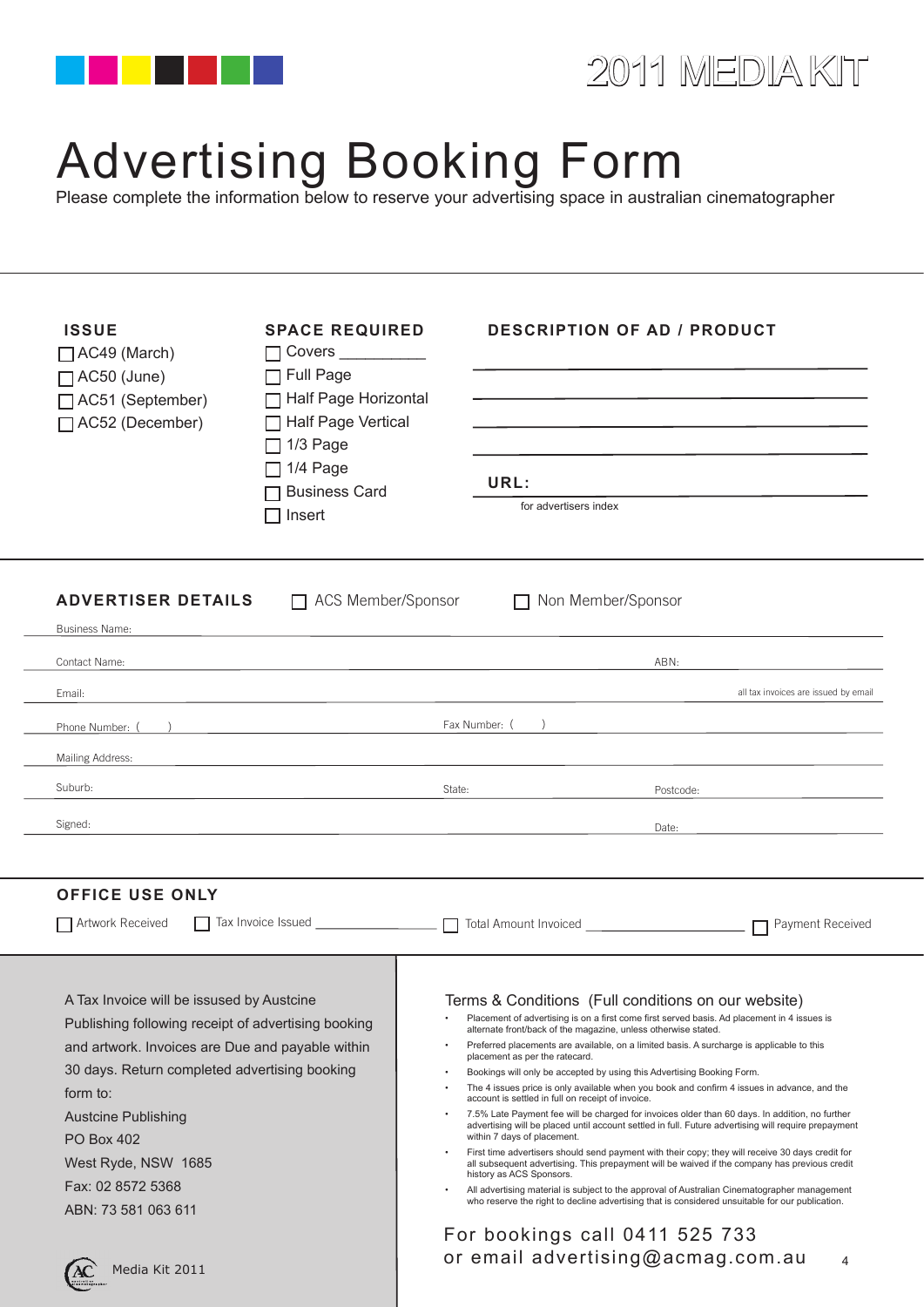2011 MEDIA KIT

# Advertising Booking Form

Please complete the information below to reserve your advertising space in australian cinematographer

**ISSUE**

- ☐ AC49 (March)
- ☐ AC50 (June)
- ☐ AC51 (September)
- ☐ AC52 (December)

**SPACE REQUIRED**

- ☐ Covers __________
- ☐ Full Page
- ☐ Half Page Horizontal
- ☐ Half Page Vertical
- ☐ 1/3 Page
- ☐ 1/4 Page
- ☐ Business Card
- ☐ Insert

**DESCRIPTION OF AD / PRODUCT**

______________________________

______________________________

______________________________

______________________________

**URL:** ______________________________

for advertisers index

**ADVERTISER DETAILS** ☐ ACS Member/Sponsor ☐ Non Member/Sponsor

Business Name: ______________________________

Contact Name: ______________________________ ABN: ______________________________

Email: ______________________________ all tax invoices are issued by email

Phone Number: (    ) ______________________________ Fax Number: (    ) ______________________________

Mailing Address: ______________________________

Suburb: ______________________________ State: ______________ Postcode: ______________

Signed: ______________________________ Date: ______________

**OFFICE USE ONLY**

☐ Artwork Received ☐ Tax Invoice Issued ______________ ☐ Total Amount Invoiced ______________ ☐ Payment Received

A Tax Invoice will be issued by Austcine Publishing following receipt of advertising booking and artwork. Invoices are Due and payable within 30 days. Return completed advertising booking form to:

Austcine Publishing
PO Box 402
West Ryde, NSW 1685
Fax: 02 8572 5368
ABN: 73 581 063 611

Terms & Conditions (Full conditions on our website)

- Placement of advertising is on a first come first served basis. Ad placement in 4 issues is alternate front/back of the magazine, unless otherwise stated.
- Preferred placements are available, on a limited basis. A surcharge is applicable to this placement as per the ratecard.
- Bookings will only be accepted by using this Advertising Booking Form.
- The 4 issues price is only available when you book and confirm 4 issues in advance, and the account is settled in full on receipt of invoice.
- 7.5% Late Payment fee will be charged for invoices older than 60 days. In addition, no further advertising will be placed until account settled in full. Future advertising will require prepayment within 7 days of placement.
- First time advertisers should send payment with their copy; they will receive 30 days credit for all subsequent advertising. This prepayment will be waived if the company has previous credit history as ACS Sponsors.
- All advertising material is subject to the approval of Australian Cinematographer management who reserve the right to decline advertising that is considered unsuitable for our publication.

For bookings call 0411 525 733
or email advertising@acmag.com.au